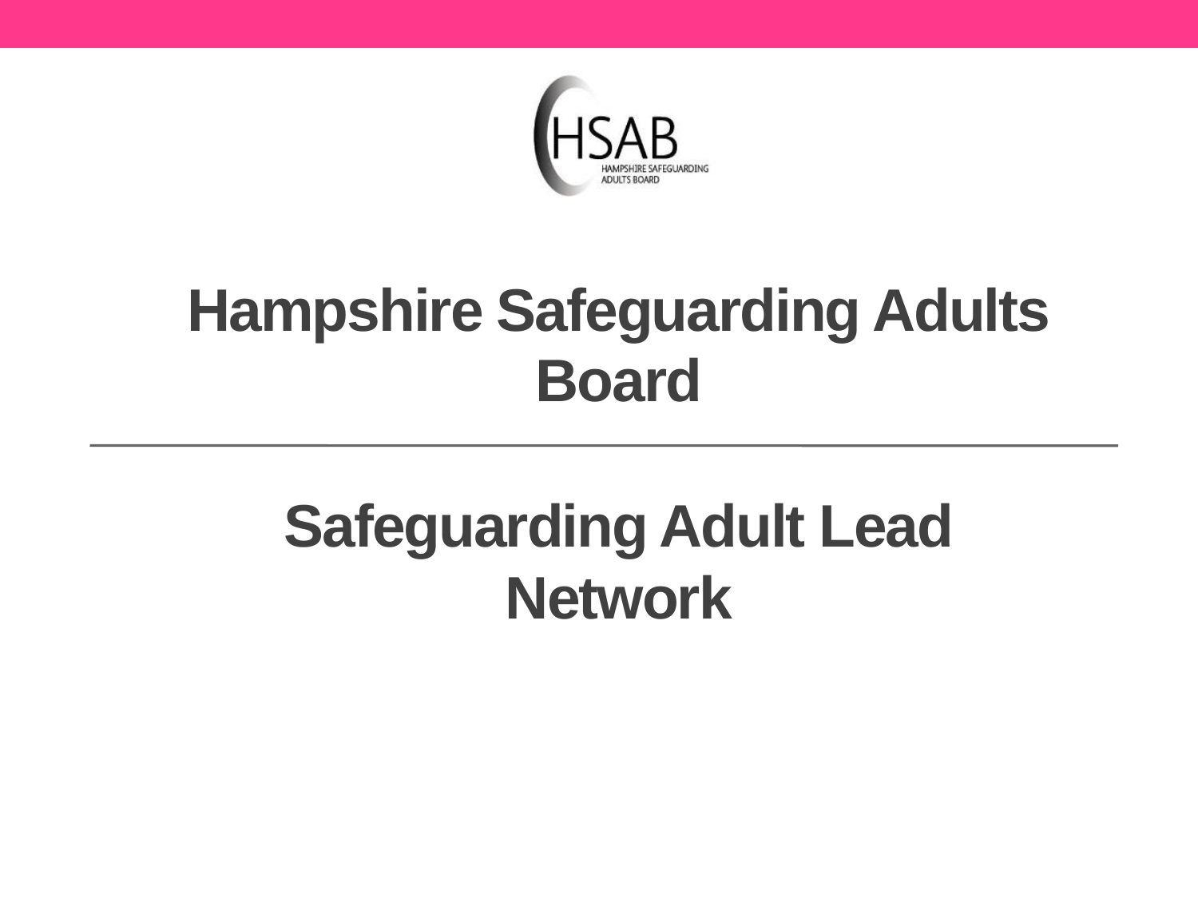HSAB

HAMPSHIRE SAFEGUARDING ADULTS BOARD

# Hampshire Safeguarding Adults Board

## Safeguarding Adult Lead Network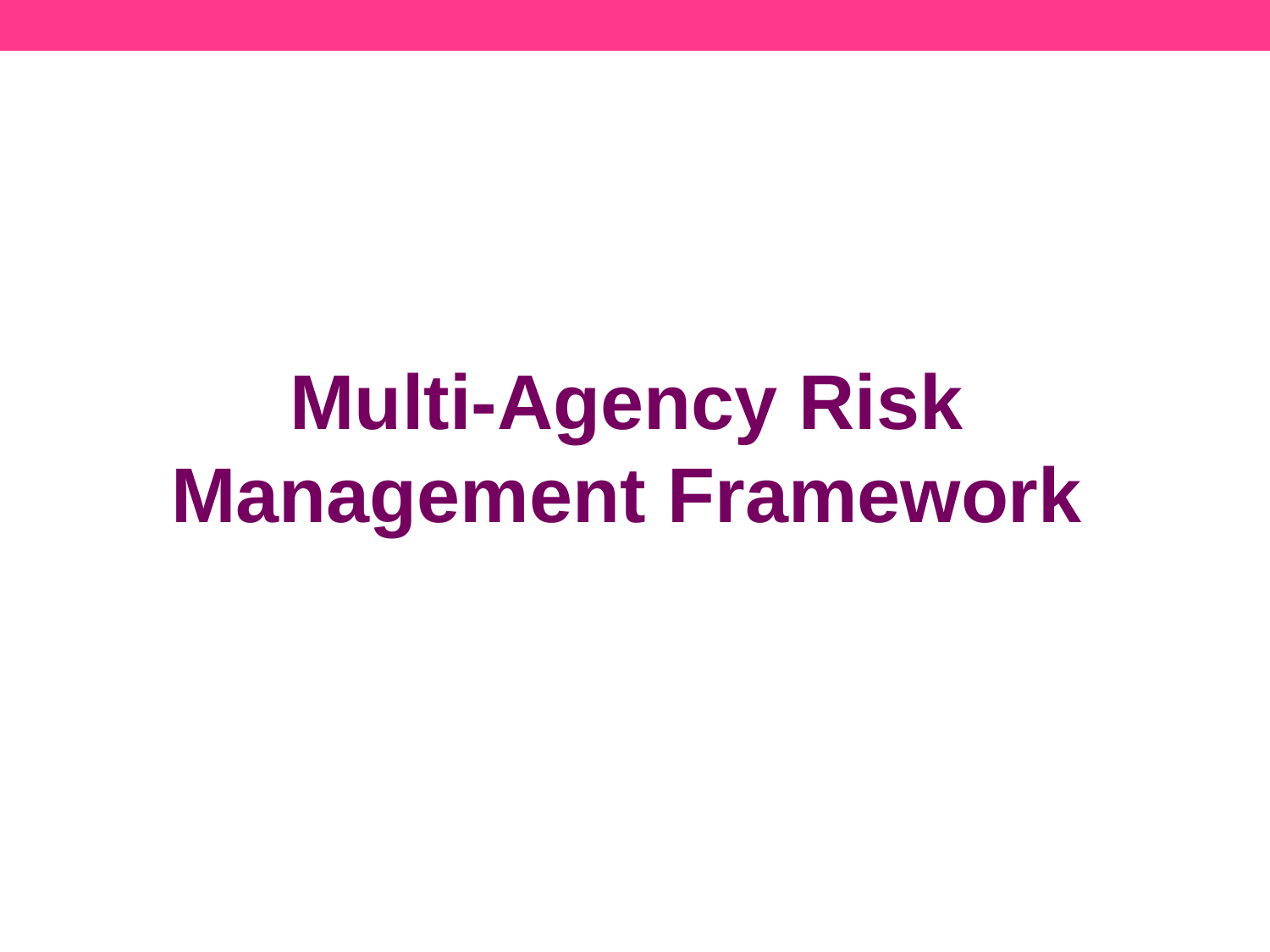# Multi-Agency Risk Management Framework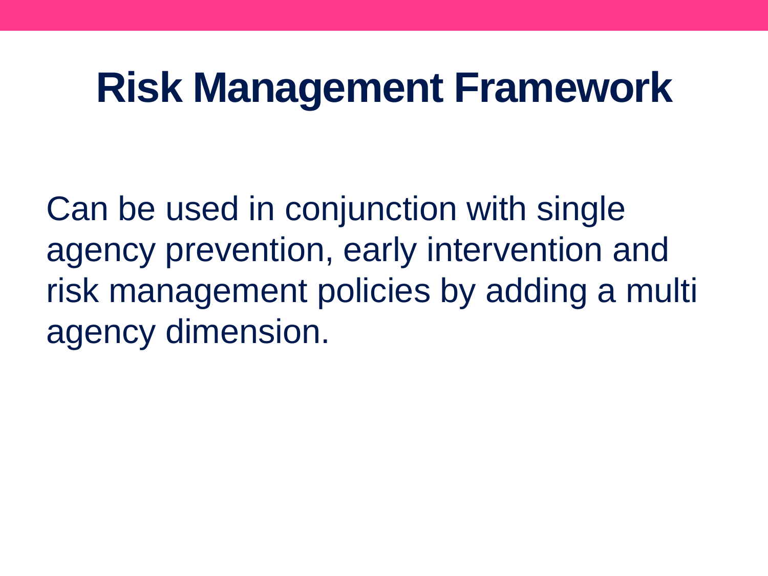# Risk Management Framework

Can be used in conjunction with single agency prevention, early intervention and risk management policies by adding a multi agency dimension.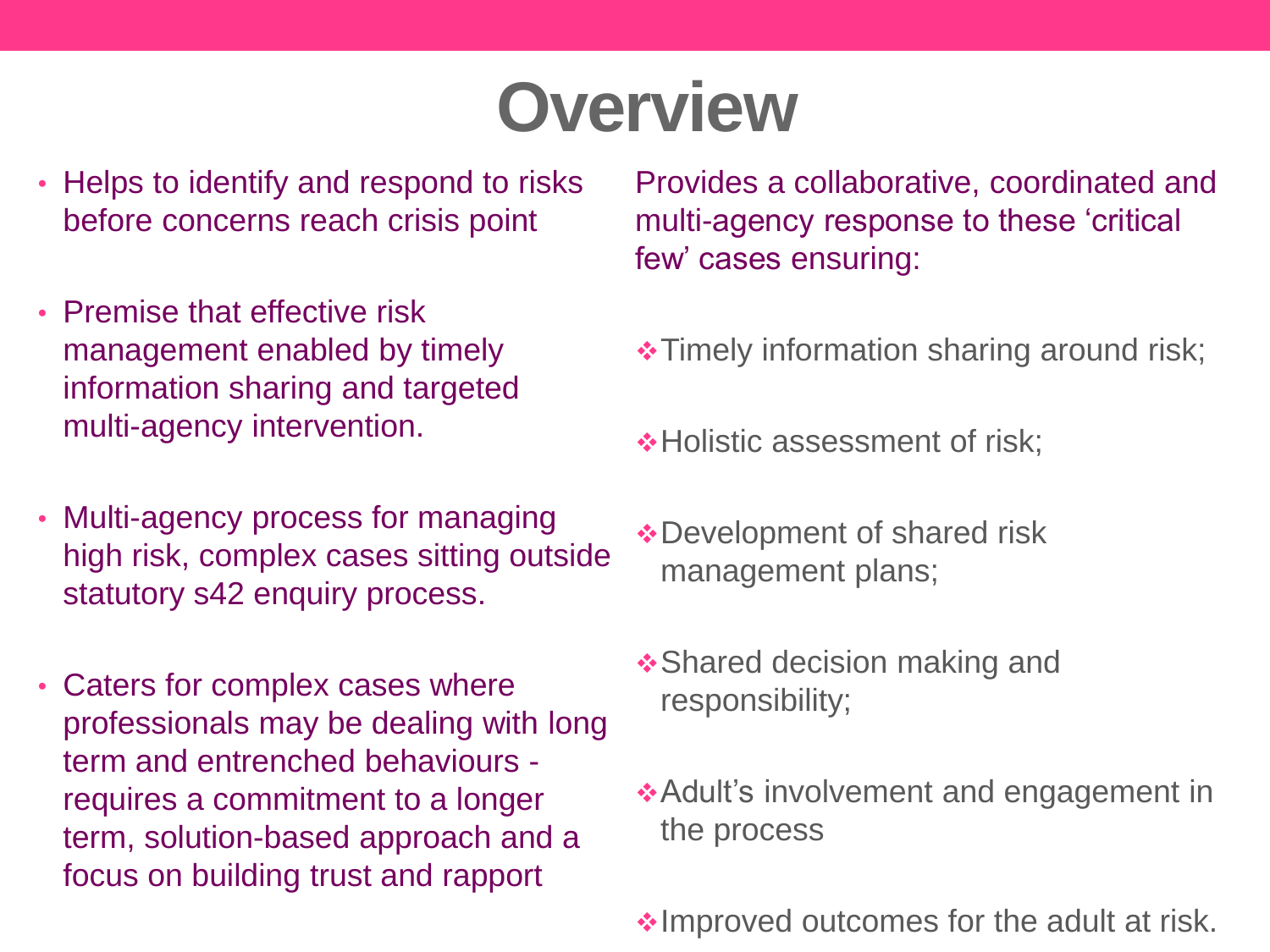# Overview

- Helps to identify and respond to risks before concerns reach crisis point
- Premise that effective risk management enabled by timely information sharing and targeted multi-agency intervention.
- Multi-agency process for managing high risk, complex cases sitting outside statutory s42 enquiry process.
- Caters for complex cases where professionals may be dealing with long term and entrenched behaviours - requires a commitment to a longer term, solution-based approach and a focus on building trust and rapport

Provides a collaborative, coordinated and multi-agency response to these 'critical few' cases ensuring:

- Timely information sharing around risk;
- Holistic assessment of risk;
- Development of shared risk management plans;
- Shared decision making and responsibility;
- Adult's involvement and engagement in the process
- Improved outcomes for the adult at risk.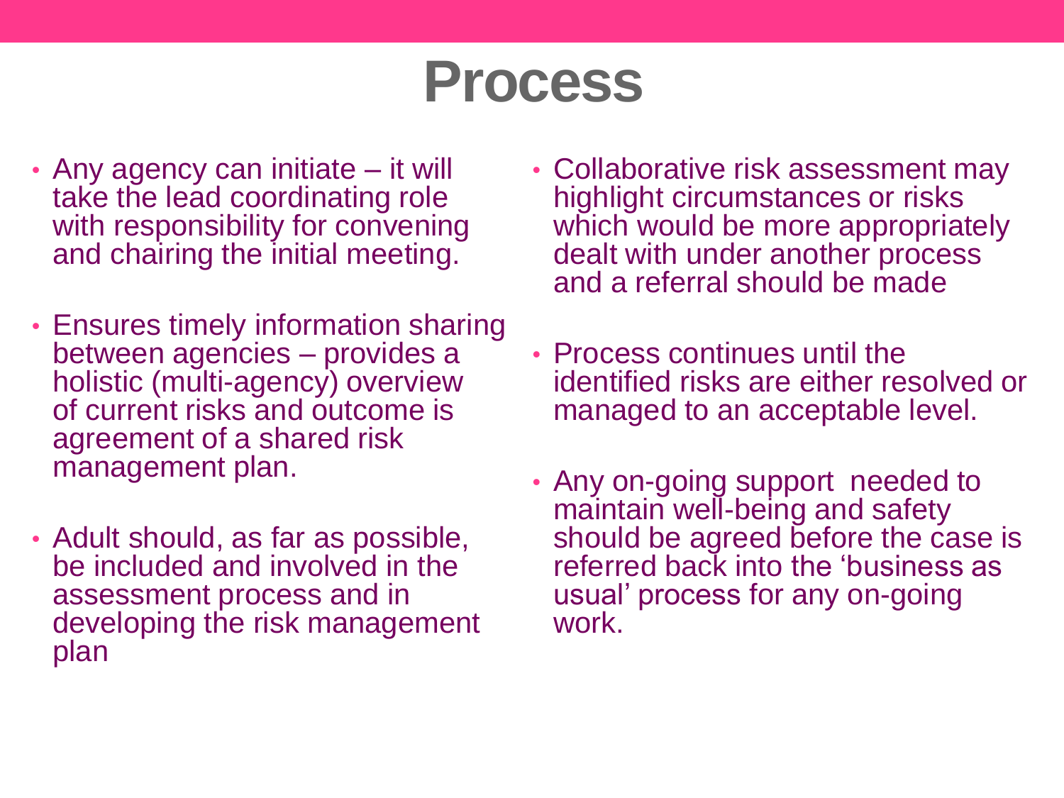# Process

- Any agency can initiate – it will take the lead coordinating role with responsibility for convening and chairing the initial meeting.
- Ensures timely information sharing between agencies – provides a holistic (multi-agency) overview of current risks and outcome is agreement of a shared risk management plan.
- Adult should, as far as possible, be included and involved in the assessment process and in developing the risk management plan
- Collaborative risk assessment may highlight circumstances or risks which would be more appropriately dealt with under another process and a referral should be made
- Process continues until the identified risks are either resolved or managed to an acceptable level.
- Any on-going support needed to maintain well-being and safety should be agreed before the case is referred back into the 'business as usual' process for any on-going work.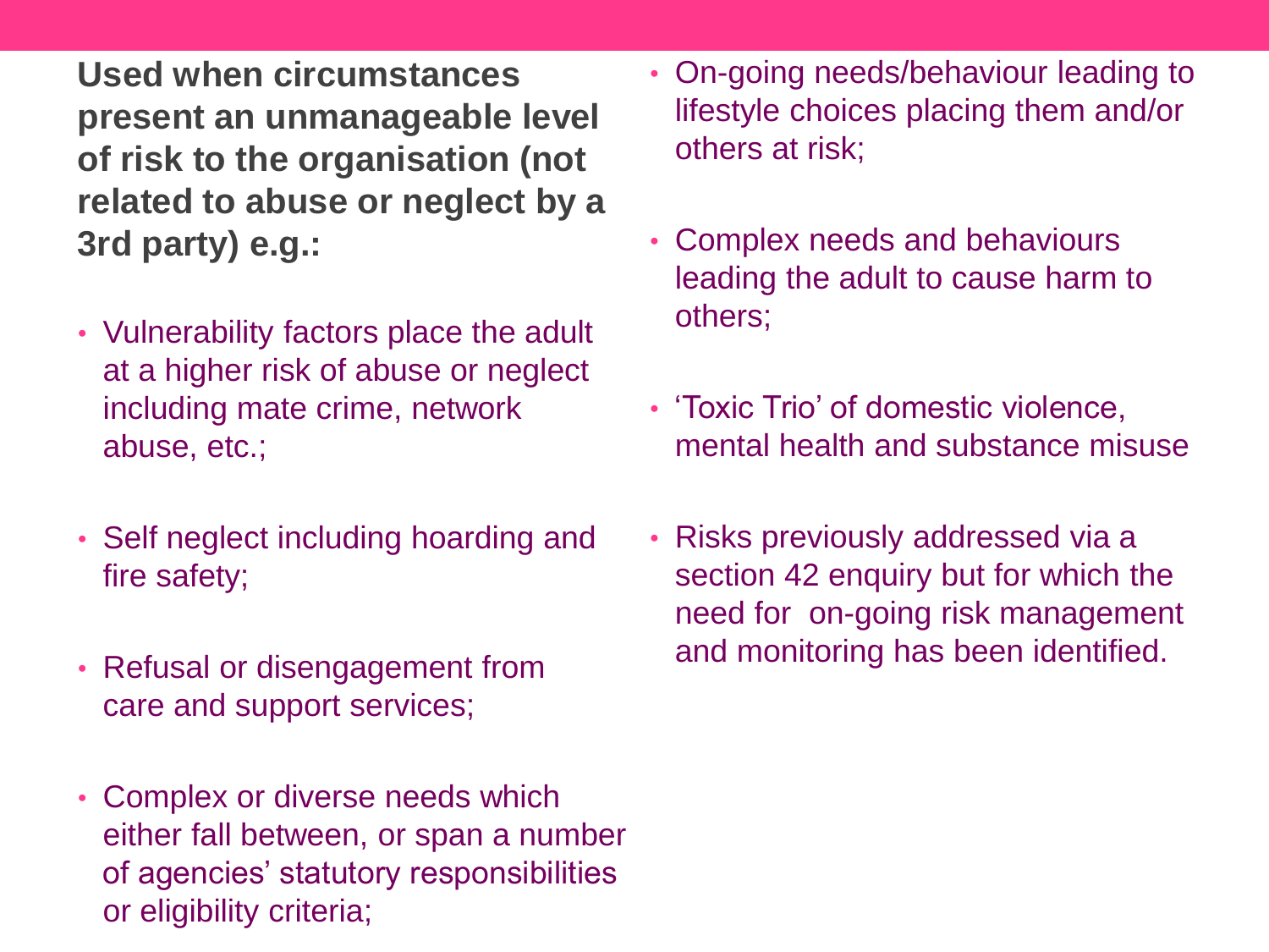**Used when circumstances present an unmanageable level of risk to the organisation (not related to abuse or neglect by a 3rd party) e.g.:**

- Vulnerability factors place the adult at a higher risk of abuse or neglect including mate crime, network abuse, etc.;
- Self neglect including hoarding and fire safety;
- Refusal or disengagement from care and support services;
- Complex or diverse needs which either fall between, or span a number of agencies' statutory responsibilities or eligibility criteria;
- On-going needs/behaviour leading to lifestyle choices placing them and/or others at risk;
- Complex needs and behaviours leading the adult to cause harm to others;
- 'Toxic Trio' of domestic violence, mental health and substance misuse
- Risks previously addressed via a section 42 enquiry but for which the need for on-going risk management and monitoring has been identified.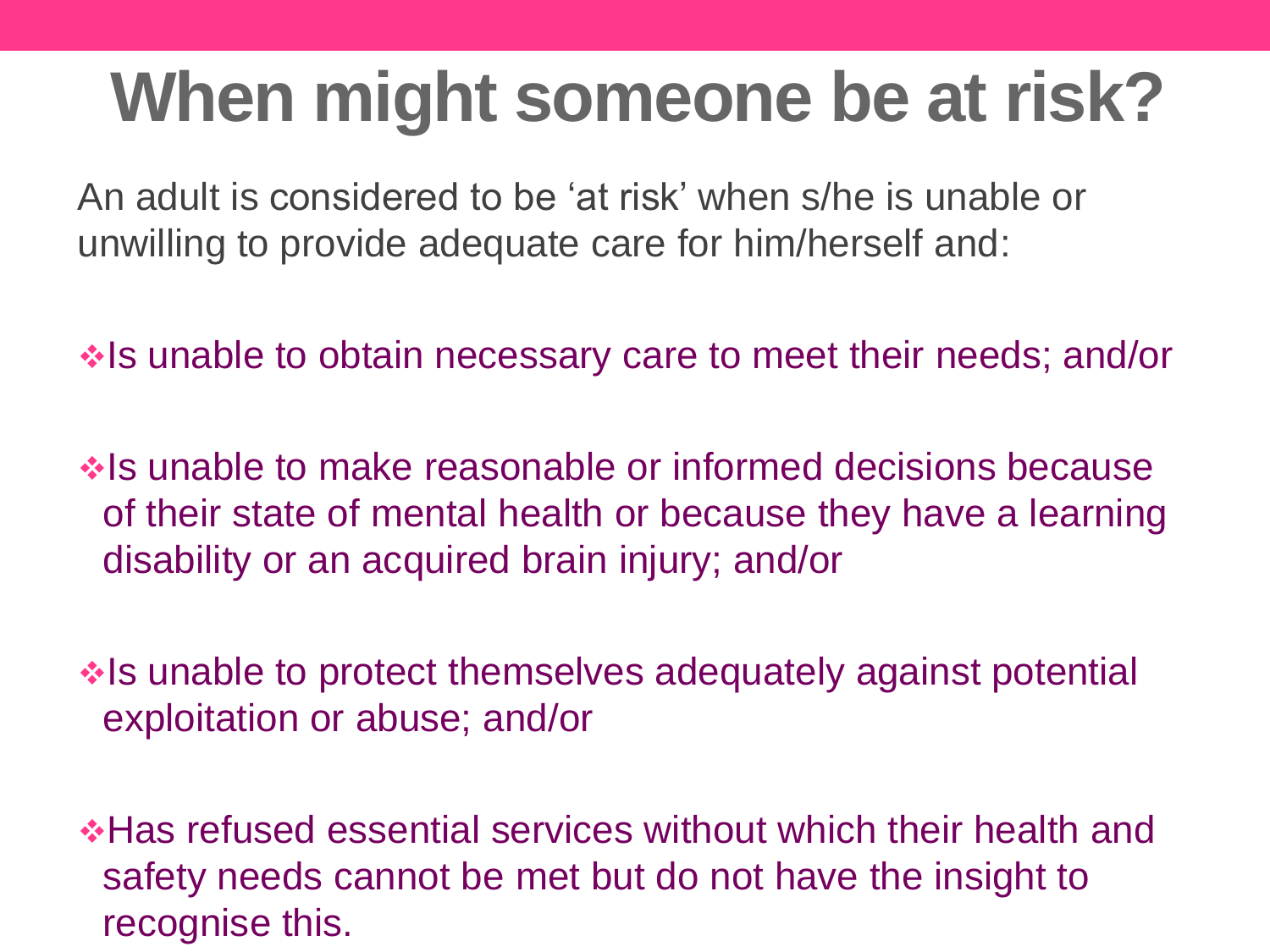# When might someone be at risk?

An adult is considered to be 'at risk' when s/he is unable or unwilling to provide adequate care for him/herself and:

- Is unable to obtain necessary care to meet their needs; and/or
- Is unable to make reasonable or informed decisions because of their state of mental health or because they have a learning disability or an acquired brain injury; and/or
- Is unable to protect themselves adequately against potential exploitation or abuse; and/or
- Has refused essential services without which their health and safety needs cannot be met but do not have the insight to recognise this.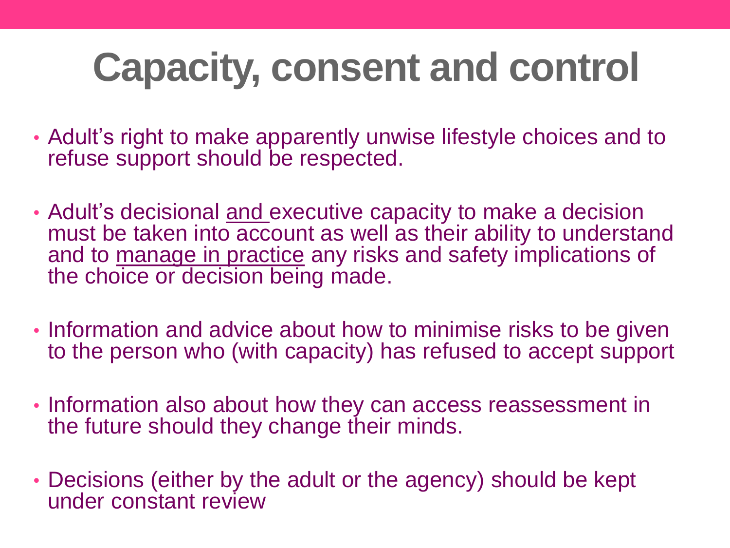# Capacity, consent and control

- Adult's right to make apparently unwise lifestyle choices and to refuse support should be respected.

- Adult's decisional <u>and</u> executive capacity to make a decision must be taken into account as well as their ability to understand and to <u>manage in practice</u> any risks and safety implications of the choice or decision being made.

- Information and advice about how to minimise risks to be given to the person who (with capacity) has refused to accept support

- Information also about how they can access reassessment in the future should they change their minds.

- Decisions (either by the adult or the agency) should be kept under constant review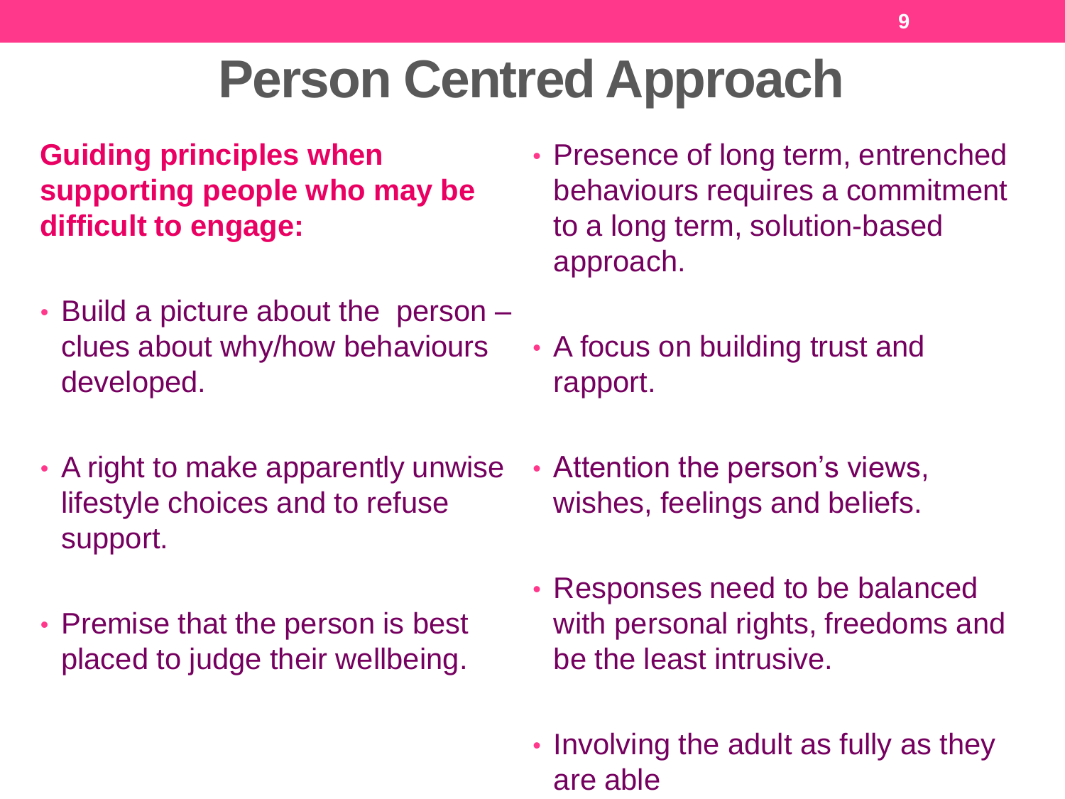# Person Centred Approach

**Guiding principles when supporting people who may be difficult to engage:**

- Build a picture about the  person – clues about why/how behaviours developed.
- A right to make apparently unwise lifestyle choices and to refuse support.
- Premise that the person is best placed to judge their wellbeing.
- Presence of long term, entrenched behaviours requires a commitment to a long term, solution-based approach.
- A focus on building trust and rapport.
- Attention the person's views, wishes, feelings and beliefs.
- Responses need to be balanced with personal rights, freedoms and be the least intrusive.
- Involving the adult as fully as they are able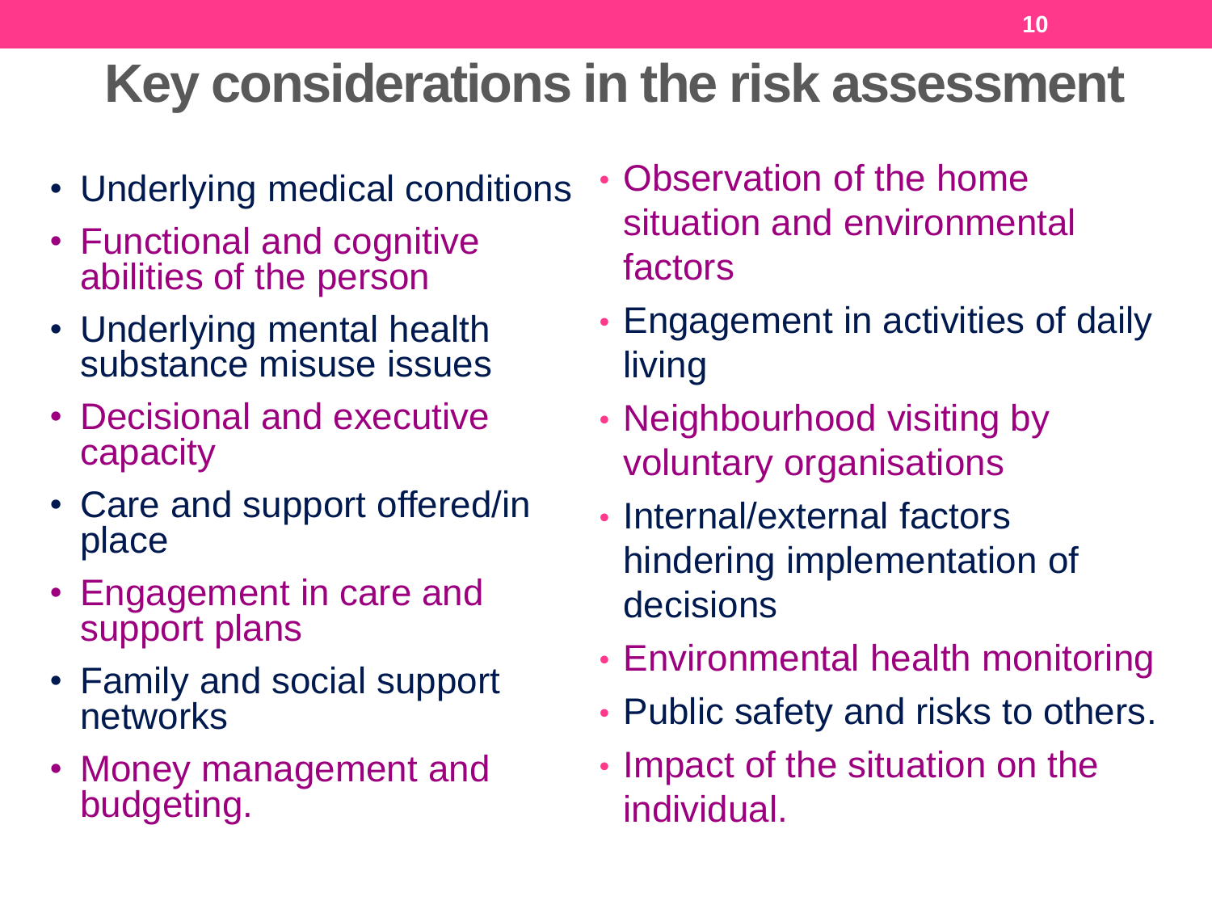# Key considerations in the risk assessment

- Underlying medical conditions
- Functional and cognitive abilities of the person
- Underlying mental health substance misuse issues
- Decisional and executive capacity
- Care and support offered/in place
- Engagement in care and support plans
- Family and social support networks
- Money management and budgeting.
- Observation of the home situation and environmental factors
- Engagement in activities of daily living
- Neighbourhood visiting by voluntary organisations
- Internal/external factors hindering implementation of decisions
- Environmental health monitoring
- Public safety and risks to others.
- Impact of the situation on the individual.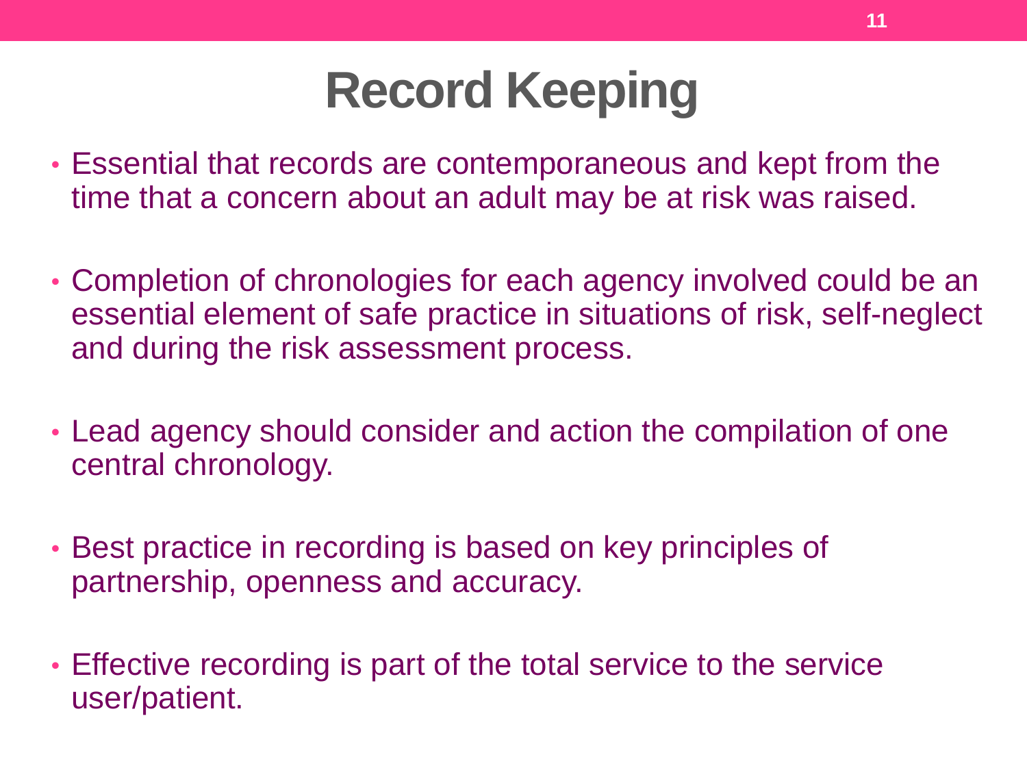# Record Keeping

- Essential that records are contemporaneous and kept from the time that a concern about an adult may be at risk was raised.
- Completion of chronologies for each agency involved could be an essential element of safe practice in situations of risk, self-neglect and during the risk assessment process.
- Lead agency should consider and action the compilation of one central chronology.
- Best practice in recording is based on key principles of partnership, openness and accuracy.
- Effective recording is part of the total service to the service user/patient.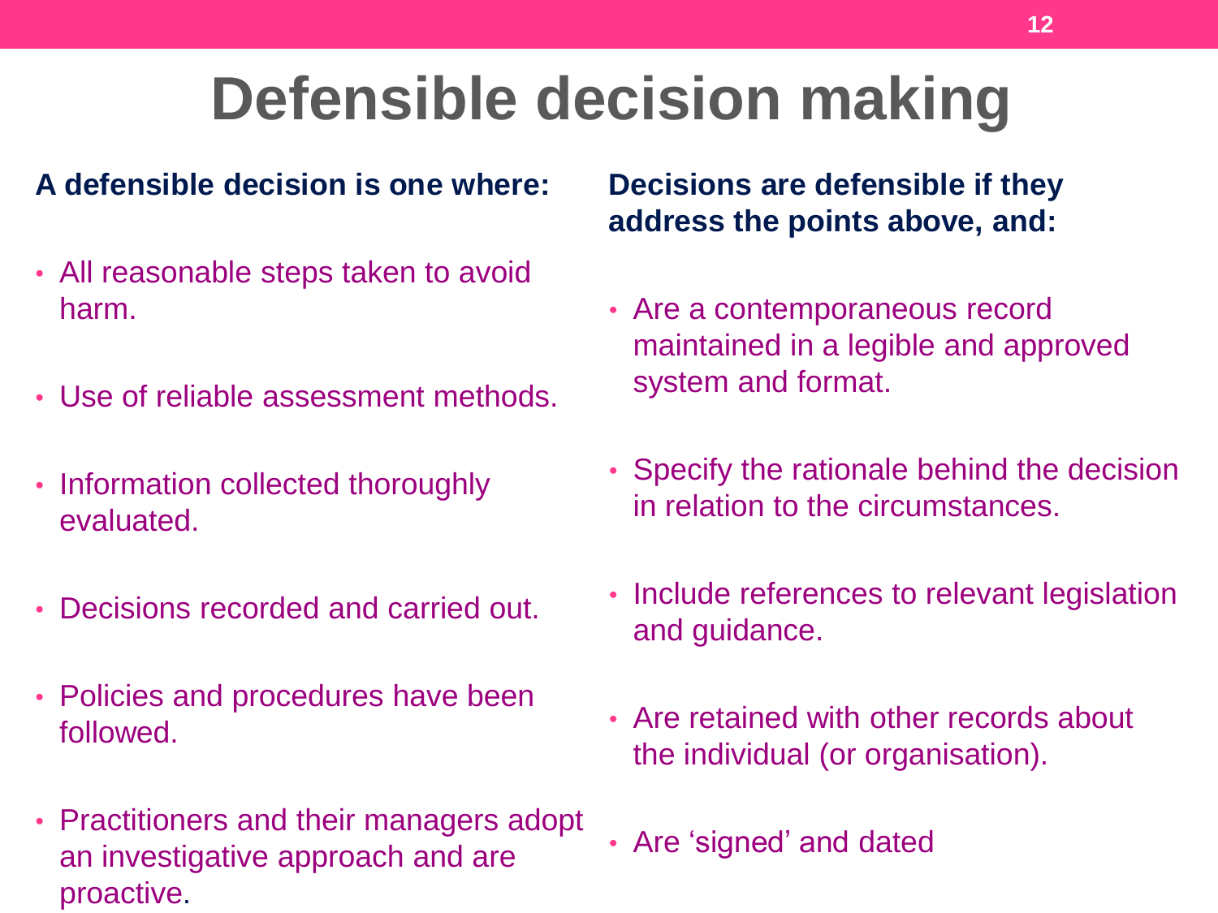# Defensible decision making

**A defensible decision is one where:**

- All reasonable steps taken to avoid harm.
- Use of reliable assessment methods.
- Information collected thoroughly evaluated.
- Decisions recorded and carried out.
- Policies and procedures have been followed.
- Practitioners and their managers adopt an investigative approach and are proactive.

**Decisions are defensible if they address the points above, and:**

- Are a contemporaneous record maintained in a legible and approved system and format.
- Specify the rationale behind the decision in relation to the circumstances.
- Include references to relevant legislation and guidance.
- Are retained with other records about the individual (or organisation).
- Are ‘signed’ and dated